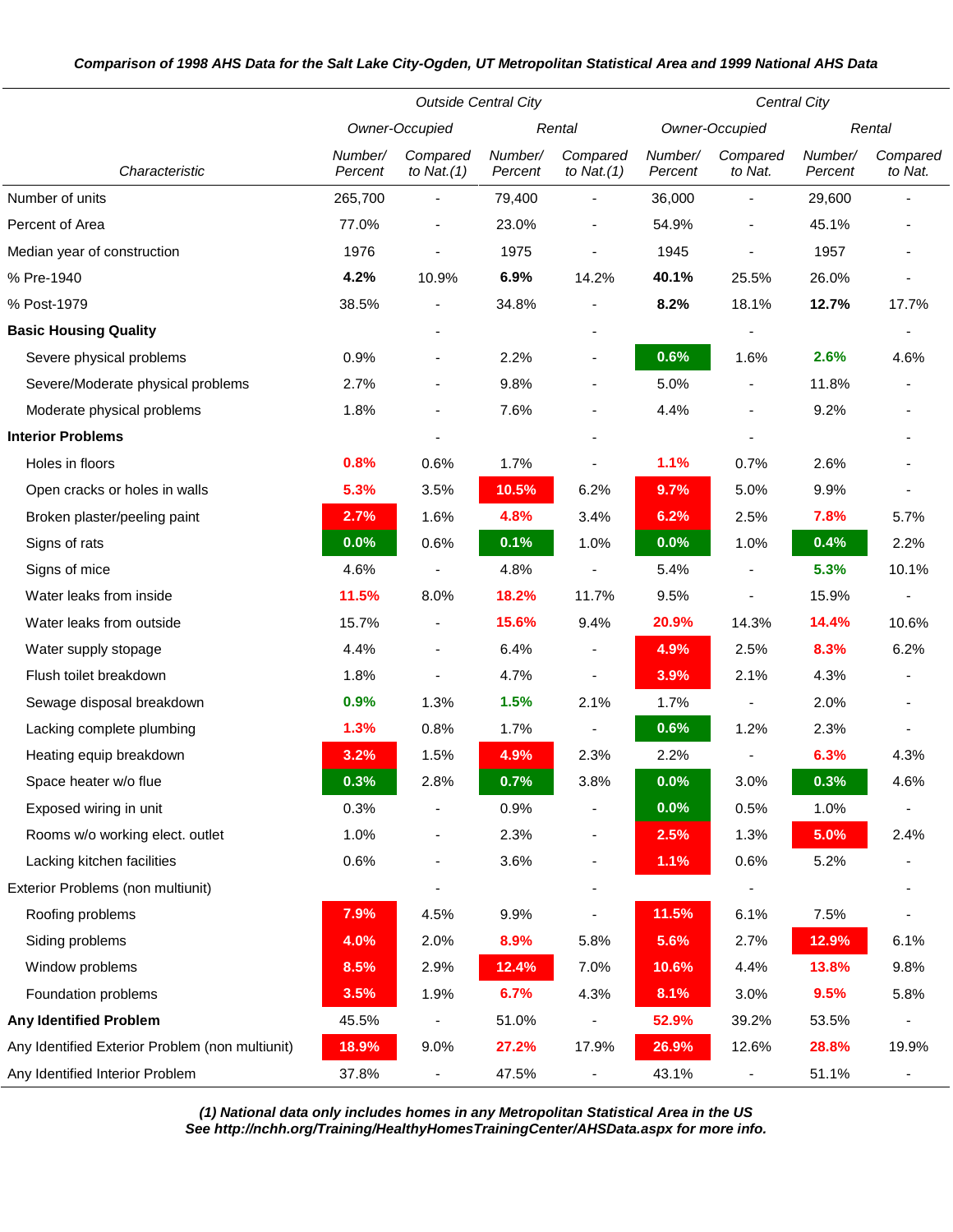***Comparison of 1998 AHS Data for the Salt Lake City-Ogden, UT Metropolitan Statistical Area and 1999 National AHS Data***

| | *Outside Central City* | | | | *Central City* | | | |
|---|---|---|---|---|---|---|---|---|
| | *Owner-Occupied* | | *Rental* | | *Owner-Occupied* | | *Rental* | |
| *Characteristic* | *Number/ Percent* | *Compared to Nat.(1)* | *Number/ Percent* | *Compared to Nat.(1)* | *Number/ Percent* | *Compared to Nat.* | *Number/ Percent* | *Compared to Nat.* |
| Number of units | 265,700 | - | 79,400 | - | 36,000 | - | 29,600 | - |
| Percent of Area | 77.0% | - | 23.0% | - | 54.9% | - | 45.1% | - |
| Median year of construction | 1976 | - | 1975 | - | 1945 | - | 1957 | - |
| % Pre-1940 | **4.2%** | 10.9% | **6.9%** | 14.2% | **40.1%** | 25.5% | 26.0% | - |
| % Post-1979 | 38.5% | - | 34.8% | - | **8.2%** | 18.1% | **12.7%** | 17.7% |
| **Basic Housing Quality** | | - | | - | | - | | - |
| Severe physical problems | 0.9% | - | 2.2% | - | **0.6%** | 1.6% | **2.6%** | 4.6% |
| Severe/Moderate physical problems | 2.7% | - | 9.8% | - | 5.0% | - | 11.8% | - |
| Moderate physical problems | 1.8% | - | 7.6% | - | 4.4% | - | 9.2% | - |
| **Interior Problems** | | - | | - | | - | | - |
| Holes in floors | **0.8%** | 0.6% | 1.7% | - | **1.1%** | 0.7% | 2.6% | - |
| Open cracks or holes in walls | **5.3%** | 3.5% | **10.5%** | 6.2% | **9.7%** | 5.0% | 9.9% | - |
| Broken plaster/peeling paint | **2.7%** | 1.6% | **4.8%** | 3.4% | **6.2%** | 2.5% | **7.8%** | 5.7% |
| Signs of rats | **0.0%** | 0.6% | **0.1%** | 1.0% | **0.0%** | 1.0% | **0.4%** | 2.2% |
| Signs of mice | 4.6% | - | 4.8% | - | 5.4% | - | **5.3%** | 10.1% |
| Water leaks from inside | **11.5%** | 8.0% | **18.2%** | 11.7% | 9.5% | - | 15.9% | - |
| Water leaks from outside | 15.7% | - | **15.6%** | 9.4% | **20.9%** | 14.3% | **14.4%** | 10.6% |
| Water supply stopage | 4.4% | - | 6.4% | - | **4.9%** | 2.5% | **8.3%** | 6.2% |
| Flush toilet breakdown | 1.8% | - | 4.7% | - | **3.9%** | 2.1% | 4.3% | - |
| Sewage disposal breakdown | **0.9%** | 1.3% | **1.5%** | 2.1% | 1.7% | - | 2.0% | - |
| Lacking complete plumbing | **1.3%** | 0.8% | 1.7% | - | **0.6%** | 1.2% | 2.3% | - |
| Heating equip breakdown | **3.2%** | 1.5% | **4.9%** | 2.3% | 2.2% | - | **6.3%** | 4.3% |
| Space heater w/o flue | **0.3%** | 2.8% | **0.7%** | 3.8% | **0.0%** | 3.0% | **0.3%** | 4.6% |
| Exposed wiring in unit | 0.3% | - | 0.9% | - | **0.0%** | 0.5% | 1.0% | - |
| Rooms w/o working elect. outlet | 1.0% | - | 2.3% | - | **2.5%** | 1.3% | **5.0%** | 2.4% |
| Lacking kitchen facilities | 0.6% | - | 3.6% | - | **1.1%** | 0.6% | 5.2% | - |
| Exterior Problems (non multiunit) | | - | | - | | - | | - |
| Roofing problems | **7.9%** | 4.5% | 9.9% | - | **11.5%** | 6.1% | 7.5% | - |
| Siding problems | **4.0%** | 2.0% | **8.9%** | 5.8% | **5.6%** | 2.7% | **12.9%** | 6.1% |
| Window problems | **8.5%** | 2.9% | **12.4%** | 7.0% | **10.6%** | 4.4% | **13.8%** | 9.8% |
| Foundation problems | **3.5%** | 1.9% | **6.7%** | 4.3% | **8.1%** | 3.0% | **9.5%** | 5.8% |
| **Any Identified Problem** | 45.5% | - | 51.0% | - | **52.9%** | 39.2% | 53.5% | - |
| Any Identified Exterior Problem (non multiunit) | **18.9%** | 9.0% | **27.2%** | 17.9% | **26.9%** | 12.6% | **28.8%** | 19.9% |
| Any Identified Interior Problem | 37.8% | - | 47.5% | - | 43.1% | - | 51.1% | - |

***(1) National data only includes homes in any Metropolitan Statistical Area in the US***
***See http://nchh.org/Training/HealthyHomesTrainingCenter/AHSData.aspx for more info.***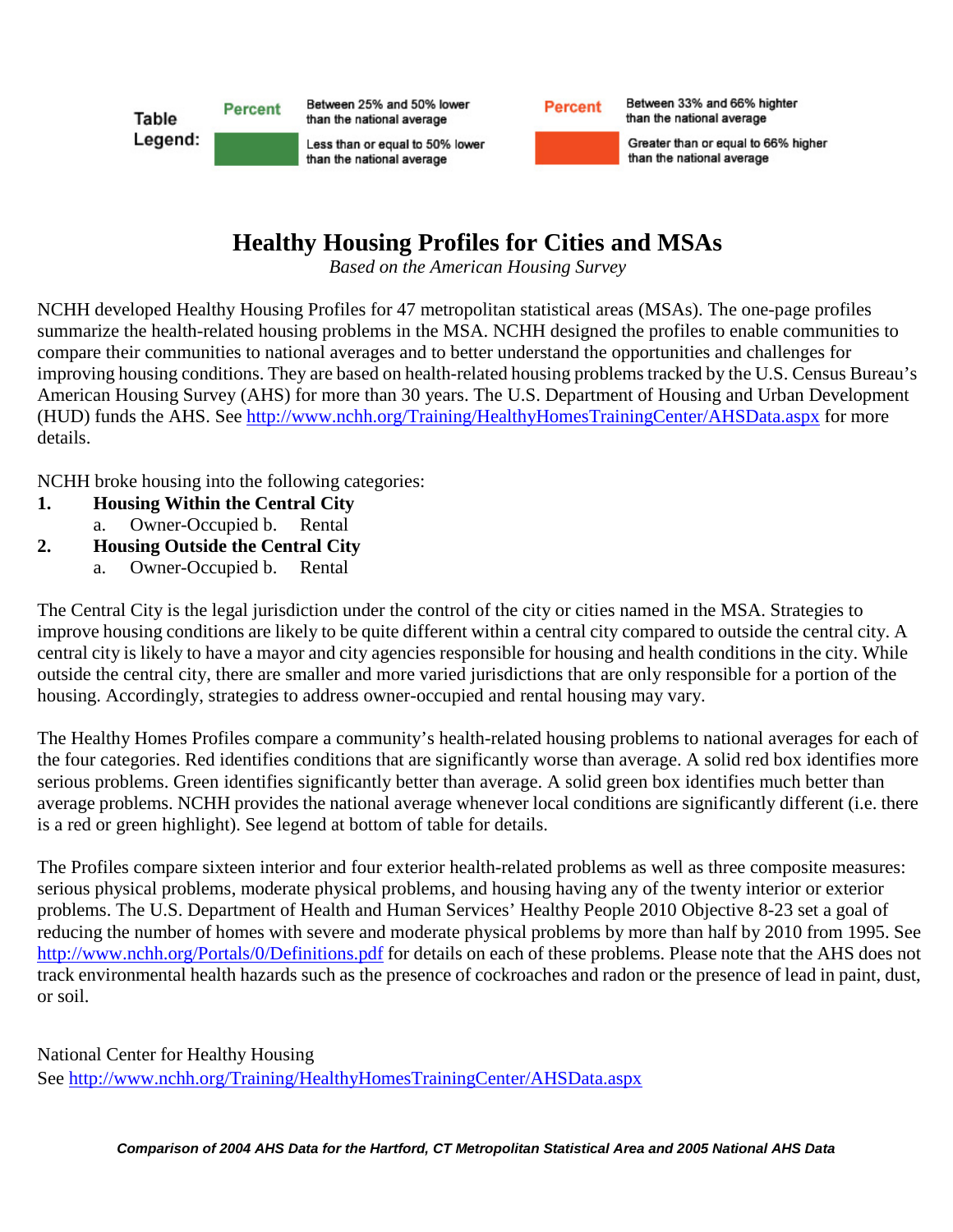| Table Legend: | Percent | Between 25% and 50% lower than the national average | Percent | Between 33% and 66% highter than the national average |
|---|---|---|---|---|
| | | Less than or equal to 50% lower than the national average | | Greater than or equal to 66% higher than the national average |

# Healthy Housing Profiles for Cities and MSAs

*Based on the American Housing Survey*

NCHH developed Healthy Housing Profiles for 47 metropolitan statistical areas (MSAs). The one-page profiles summarize the health-related housing problems in the MSA. NCHH designed the profiles to enable communities to compare their communities to national averages and to better understand the opportunities and challenges for improving housing conditions. They are based on health-related housing problems tracked by the U.S. Census Bureau's American Housing Survey (AHS) for more than 30 years. The U.S. Department of Housing and Urban Development (HUD) funds the AHS. See http://www.nchh.org/Training/HealthyHomesTrainingCenter/AHSData.aspx for more details.

NCHH broke housing into the following categories:

1. **Housing Within the Central City**
   a. Owner-Occupied b. Rental
2. **Housing Outside the Central City**
   a. Owner-Occupied b. Rental

The Central City is the legal jurisdiction under the control of the city or cities named in the MSA. Strategies to improve housing conditions are likely to be quite different within a central city compared to outside the central city. A central city is likely to have a mayor and city agencies responsible for housing and health conditions in the city. While outside the central city, there are smaller and more varied jurisdictions that are only responsible for a portion of the housing. Accordingly, strategies to address owner-occupied and rental housing may vary.

The Healthy Homes Profiles compare a community's health-related housing problems to national averages for each of the four categories. Red identifies conditions that are significantly worse than average. A solid red box identifies more serious problems. Green identifies significantly better than average. A solid green box identifies much better than average problems. NCHH provides the national average whenever local conditions are significantly different (i.e. there is a red or green highlight). See legend at bottom of table for details.

The Profiles compare sixteen interior and four exterior health-related problems as well as three composite measures: serious physical problems, moderate physical problems, and housing having any of the twenty interior or exterior problems. The U.S. Department of Health and Human Services' Healthy People 2010 Objective 8-23 set a goal of reducing the number of homes with severe and moderate physical problems by more than half by 2010 from 1995. See http://www.nchh.org/Portals/0/Definitions.pdf for details on each of these problems. Please note that the AHS does not track environmental health hazards such as the presence of cockroaches and radon or the presence of lead in paint, dust, or soil.

National Center for Healthy Housing
See http://www.nchh.org/Training/HealthyHomesTrainingCenter/AHSData.aspx

***Comparison of 2004 AHS Data for the Hartford, CT Metropolitan Statistical Area and 2005 National AHS Data***